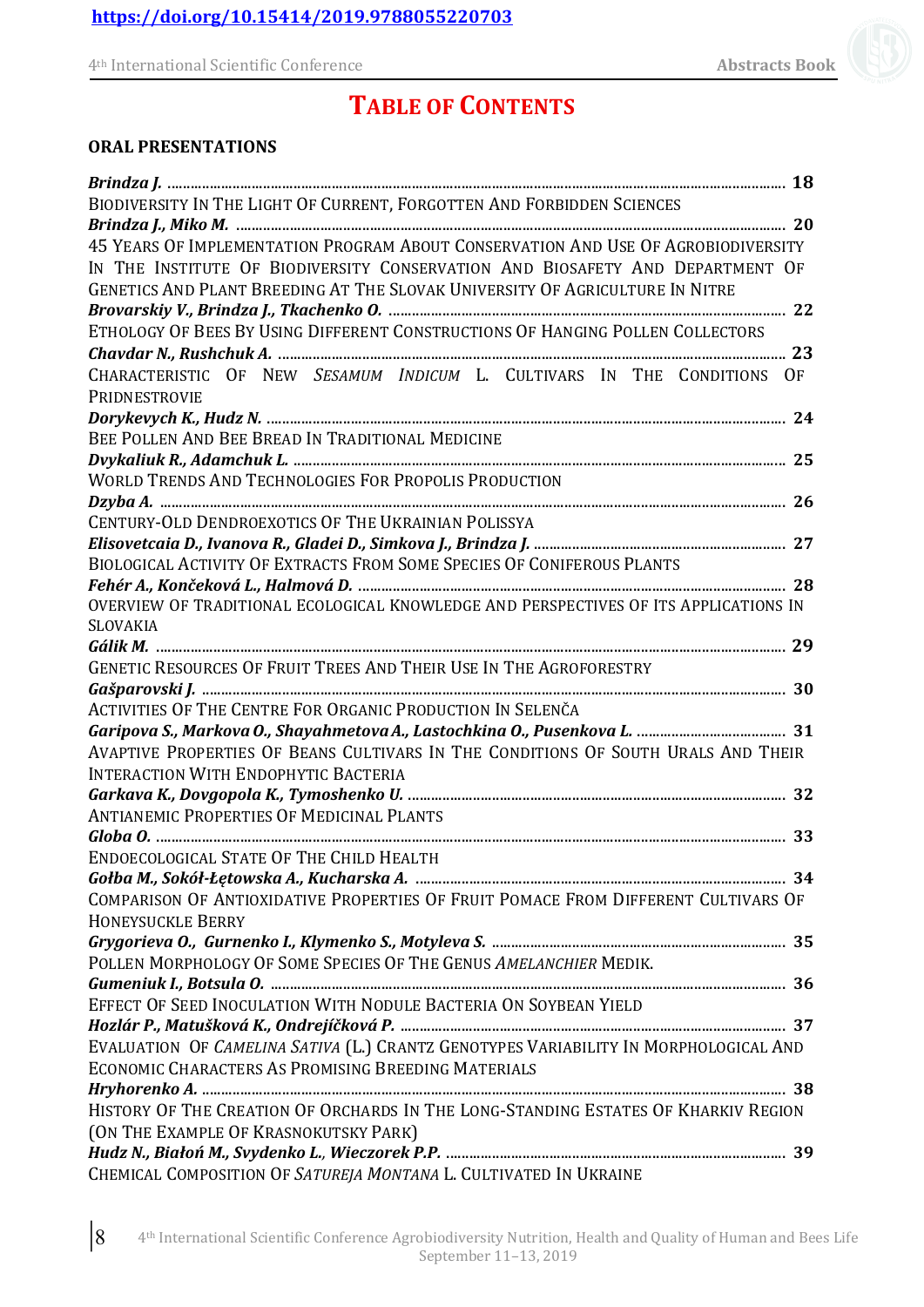https://doi.org/10.15414/2019.9788055220703

# TABLE OF CONTENTS

## ORAL PRESENTATIONS

***Brindza J.*** ................................................................................................................................ **18**
BIODIVERSITY IN THE LIGHT OF CURRENT, FORGOTTEN AND FORBIDDEN SCIENCES

***Brindza J., Miko M.*** ................................................................................................................ **20**
45 YEARS OF IMPLEMENTATION PROGRAM ABOUT CONSERVATION AND USE OF AGROBIODIVERSITY IN THE INSTITUTE OF BIODIVERSITY CONSERVATION AND BIOSAFETY AND DEPARTMENT OF GENETICS AND PLANT BREEDING AT THE SLOVAK UNIVERSITY OF AGRICULTURE IN NITRE

***Brovarskiy V., Brindza J., Tkachenko O.*** ............................................................................ **22**
ETHOLOGY OF BEES BY USING DIFFERENT CONSTRUCTIONS OF HANGING POLLEN COLLECTORS

***Chavdar N., Rushchuk A.*** ...................................................................................................... **23**
CHARACTERISTIC OF NEW *SESAMUM INDICUM* L. CULTIVARS IN THE CONDITIONS OF PRIDNESTROVIE

***Dorykevych K., Hudz N.*** ......................................................................................................... **24**
BEE POLLEN AND BEE BREAD IN TRADITIONAL MEDICINE

***Dvykaliuk R., Adamchuk L.*** .................................................................................................... **25**
WORLD TRENDS AND TECHNOLOGIES FOR PROPOLIS PRODUCTION

***Dzyba A.*** ................................................................................................................................... **26**
CENTURY-OLD DENDROEXOTICS OF THE UKRAINIAN POLISSYA

***Elisovetcaia D., Ivanova R., Gladei D., Simkova J., Brindza J.*** ............................................ **27**
BIOLOGICAL ACTIVITY OF EXTRACTS FROM SOME SPECIES OF CONIFEROUS PLANTS

***Fehér A., Končeková L., Halmová D.*** ..................................................................................... **28**
OVERVIEW OF TRADITIONAL ECOLOGICAL KNOWLEDGE AND PERSPECTIVES OF ITS APPLICATIONS IN SLOVAKIA

***Gálik M.*** .................................................................................................................................... **29**
GENETIC RESOURCES OF FRUIT TREES AND THEIR USE IN THE AGROFORESTRY

***Gašparovski J.*** .......................................................................................................................... **30**
ACTIVITIES OF THE CENTRE FOR ORGANIC PRODUCTION IN SELENČA

***Garipova S., Markova O., Shayahmetova A., Lastochkina O., Pusenkova L.*** ...................... **31**
AVAPTIVE PROPERTIES OF BEANS CULTIVARS IN THE CONDITIONS OF SOUTH URALS AND THEIR INTERACTION WITH ENDOPHYTIC BACTERIA

***Garkava K., Dovgopola K., Tymoshenko U.*** ........................................................................... **32**
ANTIANEMIC PROPERTIES OF MEDICINAL PLANTS

***Globa O.*** ..................................................................................................................................... **33**
ENDOECOLOGICAL STATE OF THE CHILD HEALTH

***Gołba M., Sokół-Łętowska A., Kucharska A.*** .......................................................................... **34**
COMPARISON OF ANTIOXIDATIVE PROPERTIES OF FRUIT POMACE FROM DIFFERENT CULTIVARS OF HONEYSUCKLE BERRY

***Grygorieva O., Gurnenko I., Klymenko S., Motyleva S.*** ........................................................ **35**
POLLEN MORPHOLOGY OF SOME SPECIES OF THE GENUS *AMELANCHIER* MEDIK.

***Gumeniuk I., Botsula O.*** ........................................................................................................... **36**
EFFECT OF SEED INOCULATION WITH NODULE BACTERIA ON SOYBEAN YIELD

***Hozlár P., Matušková K., Ondrejíčková P.*** ............................................................................... **37**
EVALUATION OF *CAMELINA SATIVA* (L.) CRANTZ GENOTYPES VARIABILITY IN MORPHOLOGICAL AND ECONOMIC CHARACTERS AS PROMISING BREEDING MATERIALS

***Hryhorenko A.*** .......................................................................................................................... **38**
HISTORY OF THE CREATION OF ORCHARDS IN THE LONG-STANDING ESTATES OF KHARKIV REGION (ON THE EXAMPLE OF KRASNOKUTSKY PARK)

***Hudz N., Białoń M., Svydenko L., Wieczorek P.P.*** ..................................................................... **39**
CHEMICAL COMPOSITION OF *SATUREJA MONTANA* L. CULTIVATED IN UKRAINE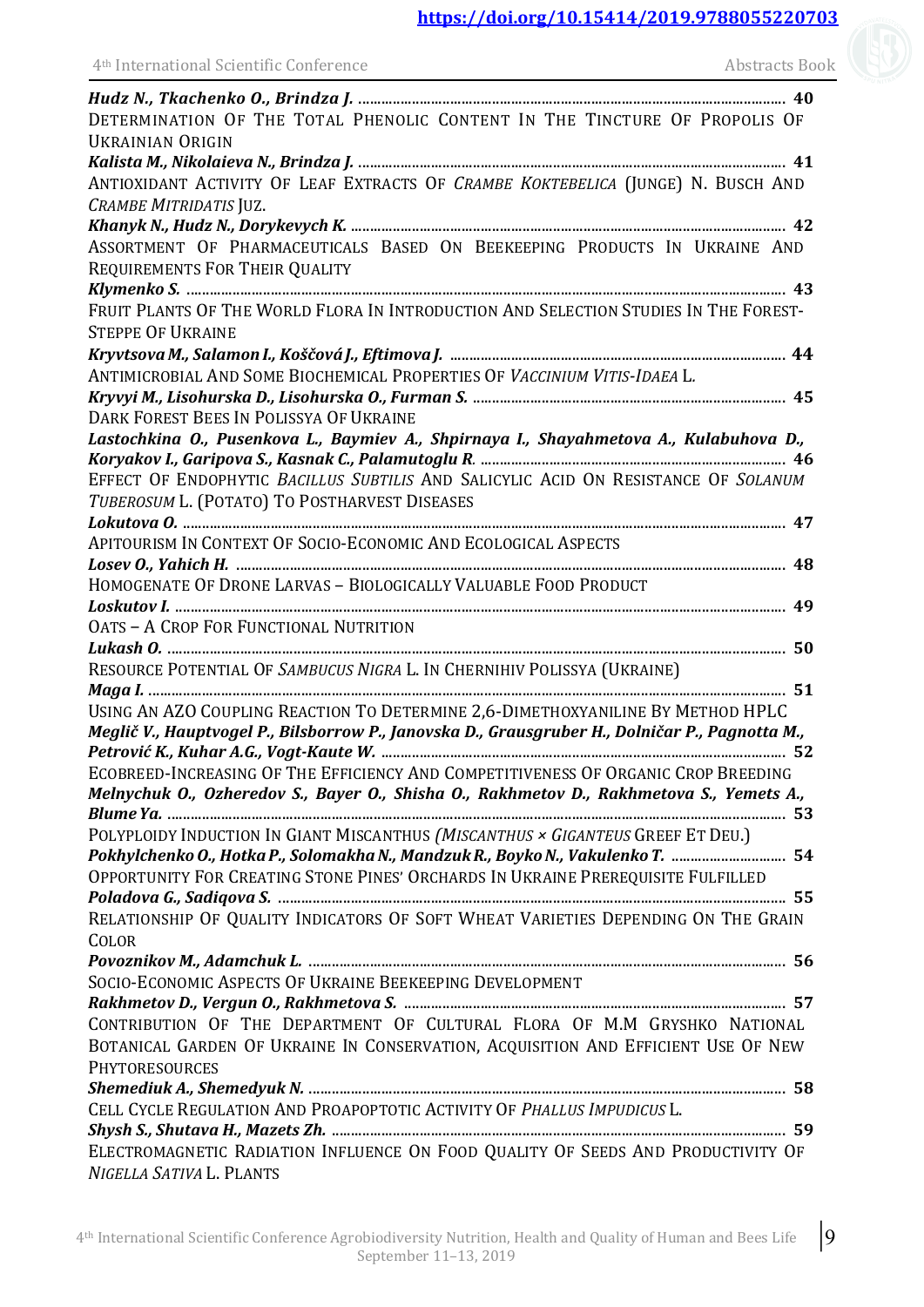https://doi.org/10.15414/2019.9788055220703

***Hudz N., Tkachenko O., Brindza J.*** ........................................................................................................ **40**
DETERMINATION OF THE TOTAL PHENOLIC CONTENT IN THE TINCTURE OF PROPOLIS OF UKRAINIAN ORIGIN

***Kalista M., Nikolaieva N., Brindza J.*** ........................................................................................................ **41**
ANTIOXIDANT ACTIVITY OF LEAF EXTRACTS OF *CRAMBE KOKTEBELICA* (JUNGE) N. BUSCH AND *CRAMBE MITRIDATIS* JUZ.

***Khanyk N., Hudz N., Dorykevych K.*** ........................................................................................................ **42**
ASSORTMENT OF PHARMACEUTICALS BASED ON BEEKEEPING PRODUCTS IN UKRAINE AND REQUIREMENTS FOR THEIR QUALITY

***Klymenko S.*** ........................................................................................................ **43**
FRUIT PLANTS OF THE WORLD FLORA IN INTRODUCTION AND SELECTION STUDIES IN THE FOREST-STEPPE OF UKRAINE

***Kryvtsova M., Salamon I., Koščová J., Eftimova J.*** ........................................................................................................ **44**
ANTIMICROBIAL AND SOME BIOCHEMICAL PROPERTIES OF *VACCINIUM VITIS-IDAEA* L.

***Kryvyi M., Lisohurska D., Lisohurska O., Furman S.*** ........................................................................................................ **45**
DARK FOREST BEES IN POLISSYA OF UKRAINE

***Lastochkina O., Pusenkova L., Baymiev A., Shpirnaya I., Shayahmetova A., Kulabuhova D., Koryakov I., Garipova S., Kasnak C., Palamutoglu R.*** ........................................................................................................ **46**
EFFECT OF ENDOPHYTIC *BACILLUS SUBTILIS* AND SALICYLIC ACID ON RESISTANCE OF *SOLANUM TUBEROSUM* L. (POTATO) TO POSTHARVEST DISEASES

***Lokutova O.*** ........................................................................................................ **47**
APITOURISM IN CONTEXT OF SOCIO-ECONOMIC AND ECOLOGICAL ASPECTS

***Losev O., Yahich H.*** ........................................................................................................ **48**
HOMOGENATE OF DRONE LARVAS – BIOLOGICALLY VALUABLE FOOD PRODUCT

***Loskutov I.*** ........................................................................................................ **49**
OATS – A CROP FOR FUNCTIONAL NUTRITION

***Lukash O.*** ........................................................................................................ **50**
RESOURCE POTENTIAL OF *SAMBUCUS NIGRA* L. IN CHERNIHIV POLISSYA (UKRAINE)

***Maga I.*** ........................................................................................................ **51**
USING AN AZO COUPLING REACTION TO DETERMINE 2,6-DIMETHOXYANILINE BY METHOD HPLC

***Meglič V., Hauptvogel P., Bilsborrow P., Janovska D., Grausgruber H., Dolničar P., Pagnotta M., Petrović K., Kuhar A.G., Vogt-Kaute W.*** ........................................................................................................ **52**
ECOBREED-INCREASING OF THE EFFICIENCY AND COMPETITIVENESS OF ORGANIC CROP BREEDING

***Melnychuk O., Ozheredov S., Bayer O., Shisha O., Rakhmetov D., Rakhmetova S., Yemets A., Blume Ya.*** ........................................................................................................ **53**
POLYPLOIDY INDUCTION IN GIANT MISCANTHUS (*MISCANTHUS × GIGANTEUS* GREEF ET DEU.)

***Pokhylchenko O., Hotka P., Solomakha N., Mandzuk R., Boyko N., Vakulenko T.*** ........................................................................................................ **54**
OPPORTUNITY FOR CREATING STONE PINES' ORCHARDS IN UKRAINE PREREQUISITE FULFILLED

***Poladova G., Sadiqova S.*** ........................................................................................................ **55**
RELATIONSHIP OF QUALITY INDICATORS OF SOFT WHEAT VARIETIES DEPENDING ON THE GRAIN COLOR

***Povoznikov M., Adamchuk L.*** ........................................................................................................ **56**
SOCIO-ECONOMIC ASPECTS OF UKRAINE BEEKEEPING DEVELOPMENT

***Rakhmetov D., Vergun O., Rakhmetova S.*** ........................................................................................................ **57**
CONTRIBUTION OF THE DEPARTMENT OF CULTURAL FLORA OF M.M GRYSHKO NATIONAL BOTANICAL GARDEN OF UKRAINE IN CONSERVATION, ACQUISITION AND EFFICIENT USE OF NEW PHYTORESOURCES

***Shemediuk A., Shemedyuk N.*** ........................................................................................................ **58**
CELL CYCLE REGULATION AND PROAPOPTOTIC ACTIVITY OF *PHALLUS IMPUDICUS* L.

***Shysh S., Shutava H., Mazets Zh.*** ........................................................................................................ **59**
ELECTROMAGNETIC RADIATION INFLUENCE ON FOOD QUALITY OF SEEDS AND PRODUCTIVITY OF *NIGELLA SATIVA* L. PLANTS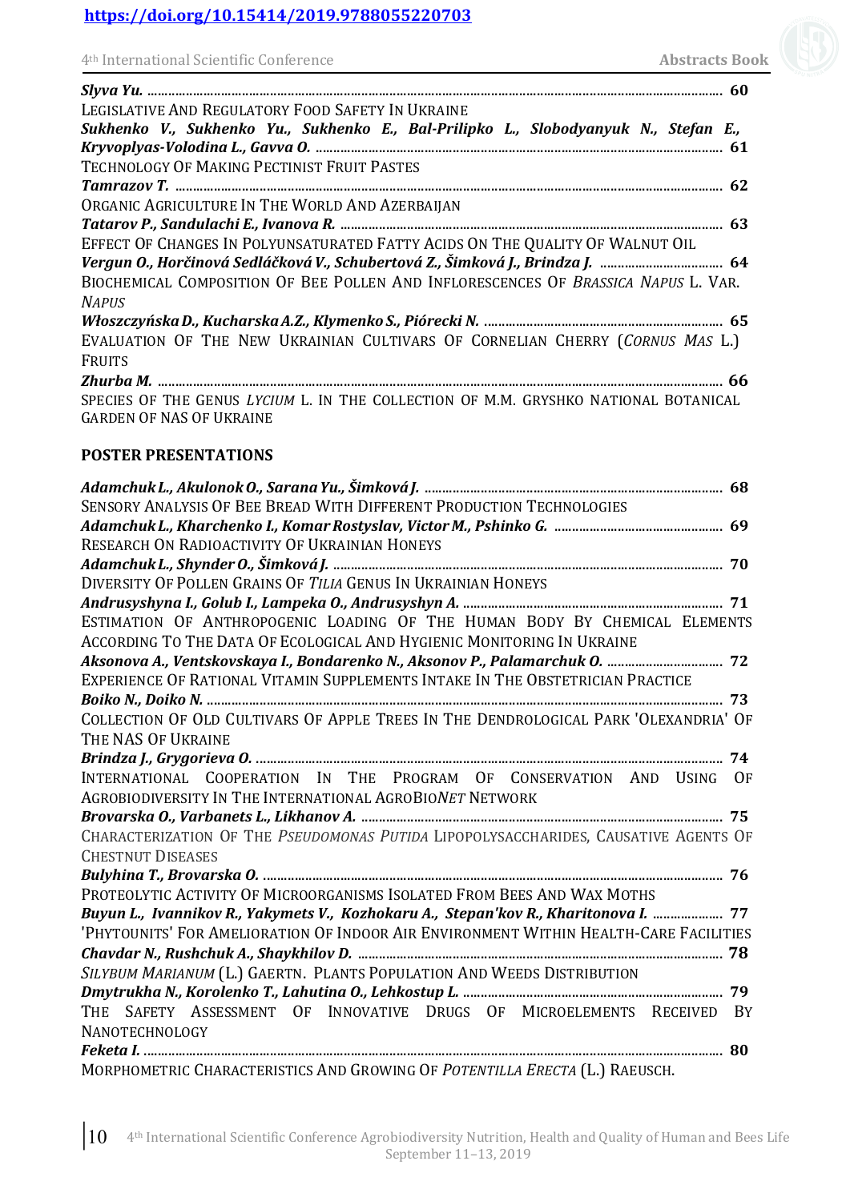*Slyva Yu.* ........................................................................................................................................ 60
Legislative And Regulatory Food Safety In Ukraine
*Sukhenko V., Sukhenko Yu., Sukhenko E., Bal-Prilipko L., Slobodyanyuk N., Stefan E., Kryvoplyas-Volodina L., Gavva O.* .................................................................................................... 61
Technology Of Making Pectinist Fruit Pastes
*Tamrazov T.* ........................................................................................................................................ 62
Organic Agriculture In The World And Azerbaijan
*Tatarov P., Sandulachi E., Ivanova R.* ........................................................................................... 63
Effect Of Changes In Polyunsaturated Fatty Acids On The Quality Of Walnut Oil
*Vergun O., Horčinová Sedláčková V., Schubertová Z., Šimková J., Brindza J.* ................................... 64
Biochemical Composition Of Bee Pollen And Inflorescences Of *Brassica Napus* L. Var. *Napus*
*Włoszczyńska D., Kucharska A.Z., Klymenko S., Piórecki N.* ........................................................ 65
Evaluation Of The New Ukrainian Cultivars Of Cornelian Cherry (*Cornus Mas* L.) Fruits
*Zhurba M.* ........................................................................................................................................ 66
Species Of The Genus *Lycium* L. In The Collection Of M.M. Gryshko National Botanical Garden Of NAS Of Ukraine

## POSTER PRESENTATIONS

*Adamchuk L., Akulonok O., Sarana Yu., Šimková J.* ......................................................................... 68
Sensory Analysis Of Bee Bread With Different Production Technologies
*Adamchuk L., Kharchenko I., Komar Rostyslav, Victor M., Pshinko G.* ............................................ 69
Research On Radioactivity Of Ukrainian Honeys
*Adamchuk L., Shynder O., Šimková J.* .............................................................................................. 70
Diversity Of Pollen Grains Of *Tilia* Genus In Ukrainian Honeys
*Andrusyshyna I., Golub I., Lampeka O., Andrusyshyn A.* ................................................................ 71
Estimation Of Anthropogenic Loading Of The Human Body By Chemical Elements According To The Data Of Ecological And Hygienic Monitoring In Ukraine
*Aksonova A., Ventskovskaya I., Bondarenko N., Aksonov P., Palamarchuk O.* ................................ 72
Experience Of Rational Vitamin Supplements Intake In The Obstetrician Practice
*Boiko N., Doiko N.* ............................................................................................................................. 73
Collection Of Old Cultivars Of Apple Trees In The Dendrological Park 'Olexandria' Of The NAS Of Ukraine
*Brindza J., Grygorieva O.* ................................................................................................................... 74
International Cooperation In The Program Of Conservation And Using Of Agrobiodiversity In The International AgroBio*Net* Network
*Brovarska O., Varbanets L., Likhanov A.* .......................................................................................... 75
Characterization Of The *Pseudomonas Putida* Lipopolysaccharides, Causative Agents Of Chestnut Diseases
*Bulyhina T., Brovarska O.* ................................................................................................................. 76
Proteolytic Activity Of Microorganisms Isolated From Bees And Wax Moths
*Buyun L., Ivannikov R., Yakymets V., Kozhokaru A., Stepan'kov R., Kharitonova I.* ....................... 77
'Phytounits' For Amelioration Of Indoor Air Environment Within Health-Care Facilities
*Chavdar N., Rushchuk A., Shaykhilov D.* ........................................................................................... 78
*Silybum Marianum* (L.) Gaertn. Plants Population And Weeds Distribution
*Dmytrukha N., Korolenko T., Lahutina O., Lehkostup L.* ................................................................. 79
The Safety Assessment Of Innovative Drugs Of Microelements Received By Nanotechnology
*Feketa I.* ............................................................................................................................................ 80
Morphometric Characteristics And Growing Of *Potentilla Erecta* (L.) Raeusch.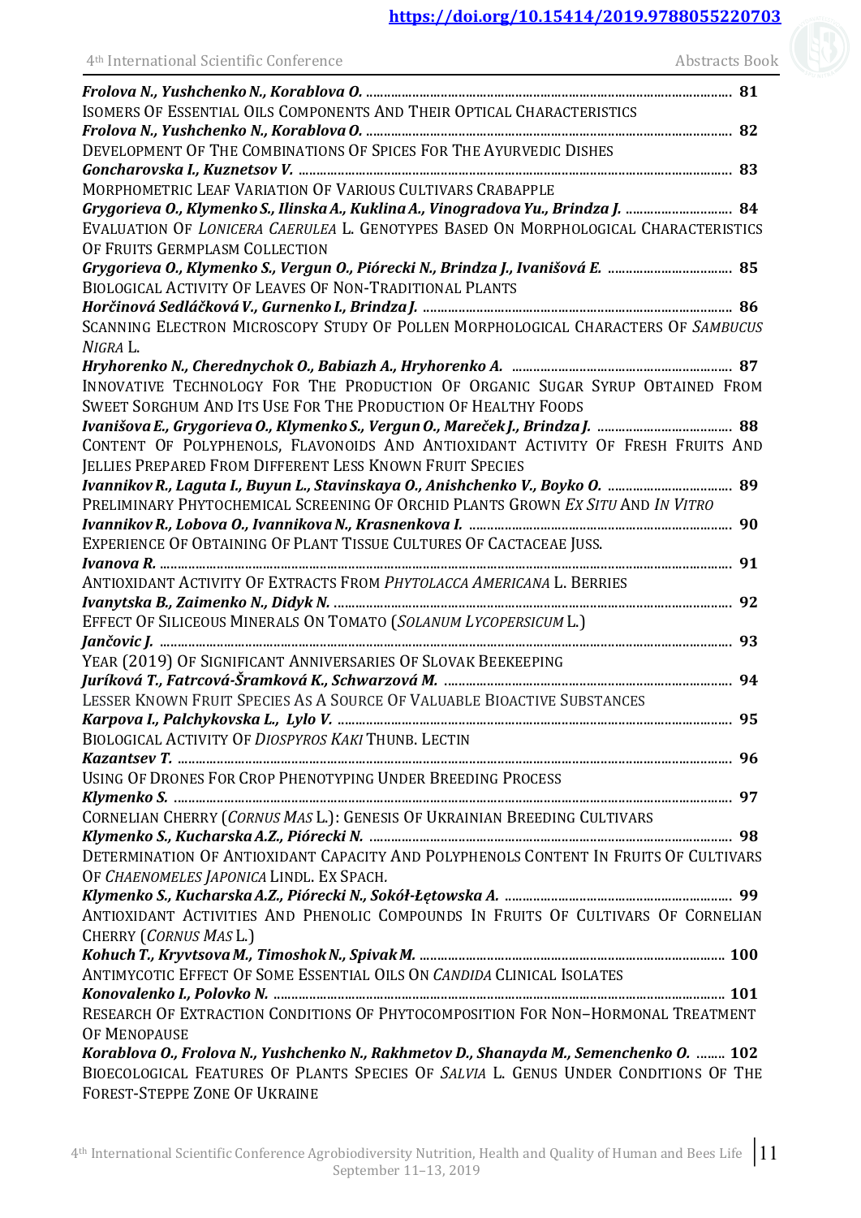https://doi.org/10.15414/2019.9788055220703

***Frolova N., Yushchenko N., Korablova O.*** ............ **81**
ISOMERS OF ESSENTIAL OILS COMPONENTS AND THEIR OPTICAL CHARACTERISTICS

***Frolova N., Yushchenko N., Korablova O.*** ............ **82**
DEVELOPMENT OF THE COMBINATIONS OF SPICES FOR THE AYURVEDIC DISHES

***Goncharovska I., Kuznetsov V.*** ............ **83**
MORPHOMETRIC LEAF VARIATION OF VARIOUS CULTIVARS CRABAPPLE

***Grygorieva O., Klymenko S., Ilinska A., Kuklina A., Vinogradova Yu., Brindza J.*** ............ **84**
EVALUATION OF *LONICERA CAERULEA* L. GENOTYPES BASED ON MORPHOLOGICAL CHARACTERISTICS OF FRUITS GERMPLASM COLLECTION

***Grygorieva O., Klymenko S., Vergun O., Piórecki N., Brindza J., Ivanišová E.*** ............ **85**
BIOLOGICAL ACTIVITY OF LEAVES OF NON-TRADITIONAL PLANTS

***Horčinová Sedláčková V., Gurnenko I., Brindza J.*** ............ **86**
SCANNING ELECTRON MICROSCOPY STUDY OF POLLEN MORPHOLOGICAL CHARACTERS OF *SAMBUCUS NIGRA* L.

***Hryhorenko N., Cherednychok O., Babiazh A., Hryhorenko A.*** ............ **87**
INNOVATIVE TECHNOLOGY FOR THE PRODUCTION OF ORGANIC SUGAR SYRUP OBTAINED FROM SWEET SORGHUM AND ITS USE FOR THE PRODUCTION OF HEALTHY FOODS

***Ivanišova E., Grygorieva O., Klymenko S., Vergun O., Mareček J., Brindza J.*** ............ **88**
CONTENT OF POLYPHENOLS, FLAVONOIDS AND ANTIOXIDANT ACTIVITY OF FRESH FRUITS AND JELLIES PREPARED FROM DIFFERENT LESS KNOWN FRUIT SPECIES

***Ivannikov R., Laguta I., Buyun L., Stavinskaya O., Anishchenko V., Boyko O.*** ............ **89**
PRELIMINARY PHYTOCHEMICAL SCREENING OF ORCHID PLANTS GROWN *EX SITU* AND *IN VITRO*

***Ivannikov R., Lobova O., Ivannikova N., Krasnenkova I.*** ............ **90**
EXPERIENCE OF OBTAINING OF PLANT TISSUE CULTURES OF CACTACEAE JUSS.

***Ivanova R.*** ............ **91**
ANTIOXIDANT ACTIVITY OF EXTRACTS FROM *PHYTOLACCA AMERICANA* L. BERRIES

***Ivanytska B., Zaimenko N., Didyk N.*** ............ **92**
EFFECT OF SILICEOUS MINERALS ON TOMATO (*SOLANUM LYCOPERSICUM* L.)

***Jančovic J.*** ............ **93**
YEAR (2019) OF SIGNIFICANT ANNIVERSARIES OF SLOVAK BEEKEEPING

***Juríková T., Fatrcová-Šramková K., Schwarzová M.*** ............ **94**
LESSER KNOWN FRUIT SPECIES AS A SOURCE OF VALUABLE BIOACTIVE SUBSTANCES

***Karpova I., Palchykovska L., Lylo V.*** ............ **95**
BIOLOGICAL ACTIVITY OF *DIOSPYROS KAKI* THUNB. LECTIN

***Kazantsev T.*** ............ **96**
USING OF DRONES FOR CROP PHENOTYPING UNDER BREEDING PROCESS

***Klymenko S.*** ............ **97**
CORNELIAN CHERRY (*CORNUS MAS* L.): GENESIS OF UKRAINIAN BREEDING CULTIVARS

***Klymenko S., Kucharska A.Z., Piórecki N.*** ............ **98**
DETERMINATION OF ANTIOXIDANT CAPACITY AND POLYPHENOLS CONTENT IN FRUITS OF CULTIVARS OF *CHAENOMELES JAPONICA* LINDL. EX SPACH.

***Klymenko S., Kucharska A.Z., Piórecki N., Sokół-Łętowska A.*** ............ **99**
ANTIOXIDANT ACTIVITIES AND PHENOLIC COMPOUNDS IN FRUITS OF CULTIVARS OF CORNELIAN CHERRY (*CORNUS MAS* L.)

***Kohuch T., Kryvtsova M., Timoshok N., Spivak M.*** ............ **100**
ANTIMYCOTIC EFFECT OF SOME ESSENTIAL OILS ON *CANDIDA* CLINICAL ISOLATES

***Konovalenko I., Polovko N.*** ............ **101**
RESEARCH OF EXTRACTION CONDITIONS OF PHYTOCOMPOSITION FOR NON–HORMONAL TREATMENT OF MENOPAUSE

***Korablova O., Frolova N., Yushchenko N., Rakhmetov D., Shanayda M., Semenchenko O.*** ............ **102**
BIOECOLOGICAL FEATURES OF PLANTS SPECIES OF *SALVIA* L. GENUS UNDER CONDITIONS OF THE FOREST-STEPPE ZONE OF UKRAINE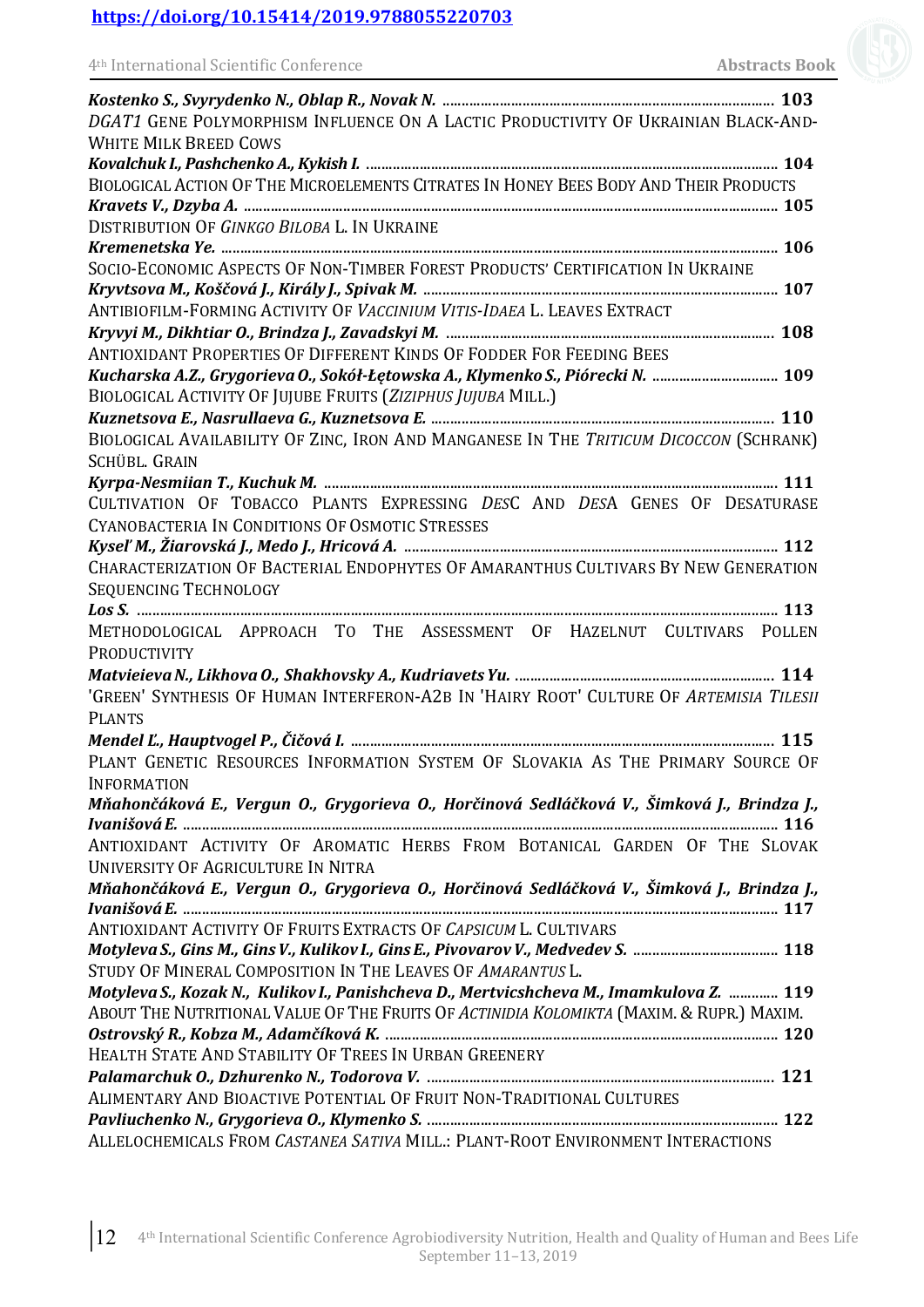**Kostenko S., Svyrydenko N., Oblap R., Novak N.** ........................................................................................ **103**
*DGAT1* Gene Polymorphism Influence On A Lactic Productivity Of Ukrainian Black-And-White Milk Breed Cows

**Kovalchuk I., Pashchenko A., Kykish I.** ........................................................................................ **104**
Biological Action Of The Microelements Citrates In Honey Bees Body And Their Products

**Kravets V., Dzyba A.** ........................................................................................ **105**
Distribution Of *Ginkgo Biloba* L. In Ukraine

**Kremenetska Ye.** ........................................................................................ **106**
Socio-Economic Aspects Of Non-Timber Forest Products' Certification In Ukraine

**Kryvtsova M., Koščová J., Király J., Spivak M.** ........................................................................................ **107**
Antibiofilm-Forming Activity Of *Vaccinium Vitis-Idaea* L. Leaves Extract

**Kryvyi M., Dikhtiar O., Brindza J., Zavadskyi M.** ........................................................................................ **108**
Antioxidant Properties Of Different Kinds Of Fodder For Feeding Bees

**Kucharska A.Z., Grygorieva O., Sokół-Łętowska A., Klymenko S., Piórecki N.** ................................ **109**
Biological Activity Of Jujube Fruits (*Ziziphus Jujuba* Mill.)

**Kuznetsova E., Nasrullaeva G., Kuznetsova E.** ........................................................................................ **110**
Biological Availability Of Zinc, Iron And Manganese In The *Triticum Dicoccon* (Schrank) Schübl. Grain

**Kyrpa-Nesmiian T., Kuchuk M.** ........................................................................................ **111**
Cultivation Of Tobacco Plants Expressing *Des*C And *Des*A Genes Of Desaturase Cyanobacteria In Conditions Of Osmotic Stresses

**Kyseľ M., Žiarovská J., Medo J., Hricová A.** ........................................................................................ **112**
Characterization Of Bacterial Endophytes Of Amaranthus Cultivars By New Generation Sequencing Technology

**Los S.** ........................................................................................ **113**
Methodological Approach To The Assessment Of Hazelnut Cultivars Pollen Productivity

**Matvieieva N., Likhova O., Shakhovsky A., Kudriavets Yu.** ........................................................................................ **114**
'Green' Synthesis Of Human Interferon-A2b In 'Hairy Root' Culture Of *Artemisia Tilesii* Plants

**Mendel Ľ., Hauptvogel P., Čičová I.** ........................................................................................ **115**
Plant Genetic Resources Information System Of Slovakia As The Primary Source Of Information

**Mňahončáková E., Vergun O., Grygorieva O., Horčinová Sedláčková V., Šimková J., Brindza J., Ivanišová E.** ........................................................................................ **116**
Antioxidant Activity Of Aromatic Herbs From Botanical Garden Of The Slovak University Of Agriculture In Nitra

**Mňahončáková E., Vergun O., Grygorieva O., Horčinová Sedláčková V., Šimková J., Brindza J., Ivanišová E.** ........................................................................................ **117**
Antioxidant Activity Of Fruits Extracts Of *Capsicum* L. Cultivars

**Motyleva S., Gins M., Gins V., Kulikov I., Gins E., Pivovarov V., Medvedev S.** ...................................... **118**
Study Of Mineral Composition In The Leaves Of *Amarantus* L.

**Motyleva S., Kozak N., Kulikov I., Panishcheva D., Mertvicshcheva M., Imamkulova Z.** ............. **119**
About The Nutritional Value Of The Fruits Of *Actinidia Kolomikta* (Maxim. & Rupr.) Maxim.

**Ostrovský R., Kobza M., Adamčíková K.** ........................................................................................ **120**
Health State And Stability Of Trees In Urban Greenery

**Palamarchuk O., Dzhurenko N., Todorova V.** ........................................................................................ **121**
Alimentary And Bioactive Potential Of Fruit Non-Traditional Cultures

**Pavliuchenko N., Grygorieva O., Klymenko S.** ........................................................................................ **122**
Allelochemicals From *Castanea Sativa* Mill.: Plant-Root Environment Interactions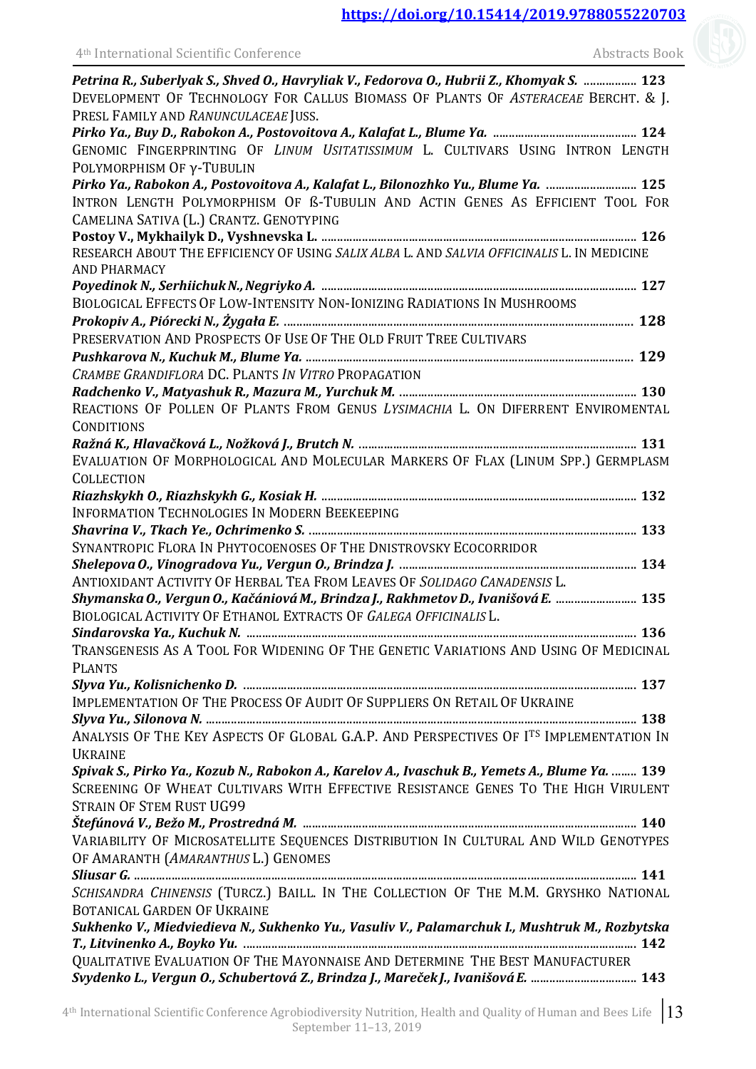***Petrina R., Suberlyak S., Shved O., Havryliak V., Fedorova O., Hubrii Z., Khomyak S.* .................. 123**
DEVELOPMENT OF TECHNOLOGY FOR CALLUS BIOMASS OF PLANTS OF *ASTERACEAE* BERCHT. & J. PRESL FAMILY AND *RANUNCULACEAE* JUSS.

***Pirko Ya., Buy D., Rabokon A., Postovoitova A., Kalafat L., Blume Ya.* .............................................. 124**
GENOMIC FINGERPRINTING OF *LINUM USITATISSIMUM* L. CULTIVARS USING INTRON LENGTH POLYMORPHISM OF γ-TUBULIN

***Pirko Ya., Rabokon A., Postovoitova A., Kalafat L., Bilonozhko Yu., Blume Ya.* ............................. 125**
INTRON LENGTH POLYMORPHISM OF ß-TUBULIN AND ACTIN GENES AS EFFICIENT TOOL FOR CAMELINA SATIVA (L.) CRANTZ. GENOTYPING

**Postoy V., Mykhailyk D., Vyshnevska L. ...................................................................................................... 126**
RESEARCH ABOUT THE EFFICIENCY OF USING *SALIX ALBA* L. AND *SALVIA OFFICINALIS* L. IN MEDICINE AND PHARMACY

***Poyedinok N., Serhiichuk N., Negriyko A.* ..................................................................................................... 127**
BIOLOGICAL EFFECTS OF LOW-INTENSITY NON-IONIZING RADIATIONS IN MUSHROOMS

***Prokopiv A., Piórecki N., Żygała E.* ................................................................................................................ 128**
PRESERVATION AND PROSPECTS OF USE OF THE OLD FRUIT TREE CULTIVARS

***Pushkarova N., Kuchuk M., Blume Ya.* ........................................................................................................... 129**
*CRAMBE GRANDIFLORA* DC. PLANTS *IN VITRO* PROPAGATION

***Radchenko V., Matyashuk R., Mazura M., Yurchuk M.* .............................................................................. 130**
REACTIONS OF POLLEN OF PLANTS FROM GENUS *LYSIMACHIA* L. ON DIFERRENT ENVIROMENTAL CONDITIONS

***Ražná K., Hlavačková L., Nožková J., Brutch N.* ......................................................................................... 131**
EVALUATION OF MORPHOLOGICAL AND MOLECULAR MARKERS OF FLAX (LINUM SPP.) GERMPLASM COLLECTION

***Riazhskykh O., Riazhskykh G., Kosiak H.* ..................................................................................................... 132**
INFORMATION TECHNOLOGIES IN MODERN BEEKEEPING

***Shavrina V., Tkach Ye., Ochrimenko S.* .......................................................................................................... 133**
SYNANTROPIC FLORA IN PHYTOCOENOSES OF THE DNISTROVSKY ECOCORRIDOR

***Shelepova O., Vinogradova Yu., Vergun O., Brindza J.* ............................................................................. 134**
ANTIOXIDANT ACTIVITY OF HERBAL TEA FROM LEAVES OF *SOLIDAGO CANADENSIS* L.

***Shymanska O., Vergun O., Kačániová M., Brindza J., Rakhmetov D., Ivanišová E.* ......................... 135**
BIOLOGICAL ACTIVITY OF ETHANOL EXTRACTS OF *GALEGA OFFICINALIS* L.

***Sindarovska Ya., Kuchuk N.* ............................................................................................................................. 136**
TRANSGENESIS AS A TOOL FOR WIDENING OF THE GENETIC VARIATIONS AND USING OF MEDICINAL PLANTS

***Slyva Yu., Kolisnichenko D.* ............................................................................................................................... 137**
IMPLEMENTATION OF THE PROCESS OF AUDIT OF SUPPLIERS ON RETAIL OF UKRAINE

***Slyva Yu., Silonova N.* .......................................................................................................................................... 138**
ANALYSIS OF THE KEY ASPECTS OF GLOBAL G.A.P. AND PERSPECTIVES OF I[TS] IMPLEMENTATION IN UKRAINE

***Spivak S., Pirko Ya., Kozub N., Rabokon A., Karelov A., Ivaschuk B., Yemets A., Blume Ya.* ......... 139**
SCREENING OF WHEAT CULTIVARS WITH EFFECTIVE RESISTANCE GENES TO THE HIGH VIRULENT STRAIN OF STEM RUST UG99

***Štefúnová V., Bežo M., Prostredná M.* ............................................................................................................ 140**
VARIABILITY OF MICROSATELLITE SEQUENCES DISTRIBUTION IN CULTURAL AND WILD GENOTYPES OF AMARANTH (*AMARANTHUS* L.) GENOMES

***Sliusar G.* ................................................................................................................................................................. 141**
*SCHISANDRA CHINENSIS* (TURCZ.) BAILL. IN THE COLLECTION OF THE M.M. GRYSHKO NATIONAL BOTANICAL GARDEN OF UKRAINE

***Sukhenko V., Miedviedieva N., Sukhenko Yu., Vasuliv V., Palamarchuk I., Mushtruk M., Rozbytska T., Litvinenko A., Boyko Yu.* .............................................................................................................................. 142**
QUALITATIVE EVALUATION OF THE MAYONNAISE AND DETERMINE THE BEST MANUFACTURER

***Svydenko L., Vergun O., Schubertová Z., Brindza J., Mareček J., Ivanišová E.* ..................................... 143**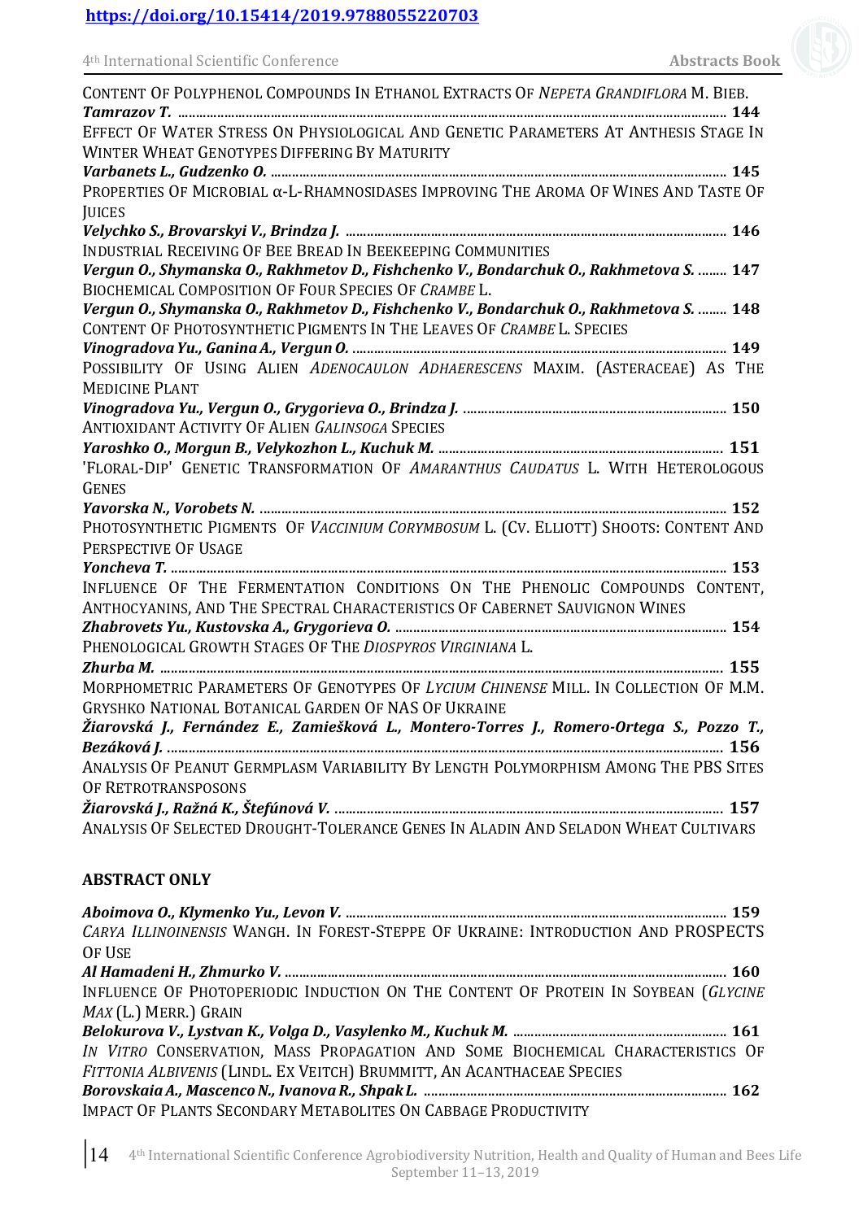CONTENT OF POLYPHENOL COMPOUNDS IN ETHANOL EXTRACTS OF *NEPETA GRANDIFLORA* M. BIEB.

***Tamrazov T.*** ........................................................................................................................................ **144**

EFFECT OF WATER STRESS ON PHYSIOLOGICAL AND GENETIC PARAMETERS AT ANTHESIS STAGE IN WINTER WHEAT GENOTYPES DIFFERING BY MATURITY

***Varbanets L., Gudzenko O.*** ............................................................................................................. **145**

PROPERTIES OF MICROBIAL α-L-RHAMNOSIDASES IMPROVING THE AROMA OF WINES AND TASTE OF JUICES

***Velychko S., Brovarskyi V., Brindza J.*** ......................................................................................... **146**

INDUSTRIAL RECEIVING OF BEE BREAD IN BEEKEEPING COMMUNITIES

***Vergun O., Shymanska O., Rakhmetov D., Fishchenko V., Bondarchuk O., Rakhmetova S.*** ........ **147**

BIOCHEMICAL COMPOSITION OF FOUR SPECIES OF *CRAMBE* L.

***Vergun O., Shymanska O., Rakhmetov D., Fishchenko V., Bondarchuk O., Rakhmetova S.*** ........ **148**

CONTENT OF PHOTOSYNTHETIC PIGMENTS IN THE LEAVES OF *CRAMBE* L. SPECIES

***Vinogradova Yu., Ganina A., Vergun O.*** ....................................................................................... **149**

POSSIBILITY OF USING ALIEN *ADENOCAULON ADHAERESCENS* MAXIM. (ASTERACEAE) AS THE MEDICINE PLANT

***Vinogradova Yu., Vergun O., Grygorieva O., Brindza J.*** ........................................................................ **150**

ANTIOXIDANT ACTIVITY OF ALIEN *GALINSOGA* SPECIES

***Yaroshko O., Morgun B., Velykozhon L., Kuchuk M.*** ............................................................................ **151**

'FLORAL-DIP' GENETIC TRANSFORMATION OF *AMARANTHUS CAUDATUS* L. WITH HETEROLOGOUS GENES

***Yavorska N., Vorobets N.*** ................................................................................................................. **152**

PHOTOSYNTHETIC PIGMENTS OF *VACCINIUM CORYMBOSUM* L. (CV. ELLIOTT) SHOOTS: CONTENT AND PERSPECTIVE OF USAGE

***Yoncheva T.*** ........................................................................................................................................ **153**

INFLUENCE OF THE FERMENTATION CONDITIONS ON THE PHENOLIC COMPOUNDS CONTENT, ANTHOCYANINS, AND THE SPECTRAL CHARACTERISTICS OF CABERNET SAUVIGNON WINES

***Zhabrovets Yu., Kustovska A., Grygorieva O.*** ........................................................................................ **154**

PHENOLOGICAL GROWTH STAGES OF THE *DIOSPYROS VIRGINIANA* L.

***Zhurba M.*** ............................................................................................................................................ **155**

MORPHOMETRIC PARAMETERS OF GENOTYPES OF *LYCIUM CHINENSE* MILL. IN COLLECTION OF M.M. GRYSHKO NATIONAL BOTANICAL GARDEN OF NAS OF UKRAINE

***Žiarovská J., Fernández E., Zamiešková L., Montero-Torres J., Romero-Ortega S., Pozzo T., Bezáková J.*** ......................................................................................................................................... **156**

ANALYSIS OF PEANUT GERMPLASM VARIABILITY BY LENGTH POLYMORPHISM AMONG THE PBS SITES OF RETROTRANSPOSONS

***Žiarovská J., Ražná K., Štefúnová V.*** .................................................................................................. **157**

ANALYSIS OF SELECTED DROUGHT-TOLERANCE GENES IN ALADIN AND SELADON WHEAT CULTIVARS

**ABSTRACT ONLY**

***Aboimova O., Klymenko Yu., Levon V.*** ................................................................................................ **159**

*CARYA ILLINOINENSIS* WANGH. IN FOREST-STEPPE OF UKRAINE: INTRODUCTION AND PROSPECTS OF USE

***Al Hamadeni H., Zhmurko V.*** .............................................................................................................. **160**

INFLUENCE OF PHOTOPERIODIC INDUCTION ON THE CONTENT OF PROTEIN IN SOYBEAN (*GLYCINE MAX* (L.) MERR.) GRAIN

***Belokurova V., Lystvan K., Volga D., Vasylenko M., Kuchuk M.*** ........................................................... **161**

*IN VITRO* CONSERVATION, MASS PROPAGATION AND SOME BIOCHEMICAL CHARACTERISTICS OF *FITTONIA ALBIVENIS* (LINDL. EX VEITCH) BRUMMITT, AN ACANTHACEAE SPECIES

***Borovskaia A., Mascenco N., Ivanova R., Shpak L.*** ................................................................................. **162**

IMPACT OF PLANTS SECONDARY METABOLITES ON CABBAGE PRODUCTIVITY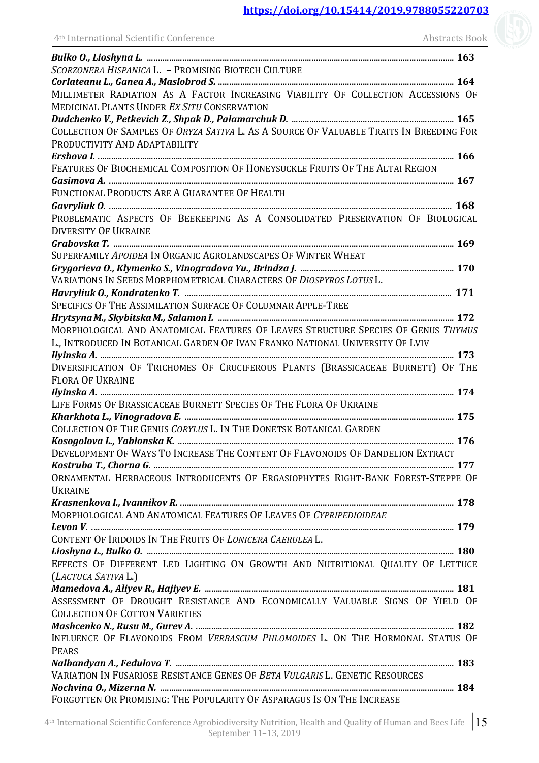**Bulko O., Lioshyna L.** ........................................................................................................................... 163

*SCORZONERA HISPANICA* L. – PROMISING BIOTECH CULTURE

**Corlateanu L., Ganea A., Maslobrod S.** ............................................................................................... 164

MILLIMETER RADIATION AS A FACTOR INCREASING VIABILITY OF COLLECTION ACCESSIONS OF MEDICINAL PLANTS UNDER *EX SITU* CONSERVATION

**Dudchenko V., Petkevich Z., Shpak D., Palamarchuk D.** ......................................................................... 165

COLLECTION OF SAMPLES OF *ORYZA SATIVA* L. AS A SOURCE OF VALUABLE TRAITS IN BREEDING FOR PRODUCTIVITY AND ADAPTABILITY

**Ershova I.** ........................................................................................................................................... 166

FEATURES OF BIOCHEMICAL COMPOSITION OF HONEYSUCKLE FRUITS OF THE ALTAI REGION

**Gasimova A.** ....................................................................................................................................... 167

FUNCTIONAL PRODUCTS ARE A GUARANTEE OF HEALTH

**Gavryliuk O.** ....................................................................................................................................... 168

PROBLEMATIC ASPECTS OF BEEKEEPING AS A CONSOLIDATED PRESERVATION OF BIOLOGICAL DIVERSITY OF UKRAINE

**Grabovska T.** ....................................................................................................................................... 169

SUPERFAMILY *APOIDEA* IN ORGANIC AGROLANDSCAPES OF WINTER WHEAT

**Grygorieva O., Klymenko S., Vinogradova Yu., Brindza J.** ..................................................................... 170

VARIATIONS IN SEEDS MORPHOMETRICAL CHARACTERS OF *DIOSPYROS LOTUS* L.

**Havryliuk O., Kondratenko T.** ............................................................................................................... 171

SPECIFICS OF THE ASSIMILATION SURFACE OF COLUMNAR APPLE-TREE

**Hrytsyna M., Skybitska M., Salamon I.** .................................................................................................. 172

MORPHOLOGICAL AND ANATOMICAL FEATURES OF LEAVES STRUCTURE SPECIES OF GENUS *THYMUS* L., INTRODUCED IN BOTANICAL GARDEN OF IVAN FRANKO NATIONAL UNIVERSITY OF LVIV

**Ilyinska A.** ........................................................................................................................................... 173

DIVERSIFICATION OF TRICHOMES OF CRUCIFEROUS PLANTS (BRASSICACEAE BURNETT) OF THE FLORA OF UKRAINE

**Ilyinska A.** ........................................................................................................................................... 174

LIFE FORMS OF BRASSICACEAE BURNETT SPECIES OF THE FLORA OF UKRAINE

**Kharkhota L., Vinogradova E.** ............................................................................................................... 175

COLLECTION OF THE GENUS *CORYLUS* L. IN THE DONETSK BOTANICAL GARDEN

**Kosogolova L., Yablonska K.** ................................................................................................................. 176

DEVELOPMENT OF WAYS TO INCREASE THE CONTENT OF FLAVONOIDS OF DANDELION EXTRACT

**Kostruba T., Chorna G.** ......................................................................................................................... 177

ORNAMENTAL HERBACEOUS INTRODUCENTS OF ERGASIOPHYTES RIGHT-BANK FOREST-STEPPE OF UKRAINE

**Krasnenkova I., Ivannikov R.** ................................................................................................................ 178

MORPHOLOGICAL AND ANATOMICAL FEATURES OF LEAVES OF *CYPRIPEDIOIDEAE*

**Levon V.** .............................................................................................................................................. 179

CONTENT OF IRIDOIDS IN THE FRUITS OF *LONICERA CAERULEA* L.

**Lioshyna L., Bulko O.** ........................................................................................................................... 180

EFFECTS OF DIFFERENT LED LIGHTING ON GROWTH AND NUTRITIONAL QUALITY OF LETTUCE (*LACTUCA SATIVA* L.)

**Mamedova A., Aliyev R., Hajiyev E.** ....................................................................................................... 181

ASSESSMENT OF DROUGHT RESISTANCE AND ECONOMICALLY VALUABLE SIGNS OF YIELD OF COLLECTION OF COTTON VARIETIES

**Mashcenko N., Rusu M., Gurev A.** ......................................................................................................... 182

INFLUENCE OF FLAVONOIDS FROM *VERBASCUM PHLOMOIDES* L. ON THE HORMONAL STATUS OF PEARS

**Nalbandyan A., Fedulova T.** .................................................................................................................. 183

VARIATION IN FUSARIOSE RESISTANCE GENES OF *BETA VULGARIS* L. GENETIC RESOURCES

**Nochvina O., Mizerna N.** ....................................................................................................................... 184

FORGOTTEN OR PROMISING: THE POPULARITY OF ASPARAGUS IS ON THE INCREASE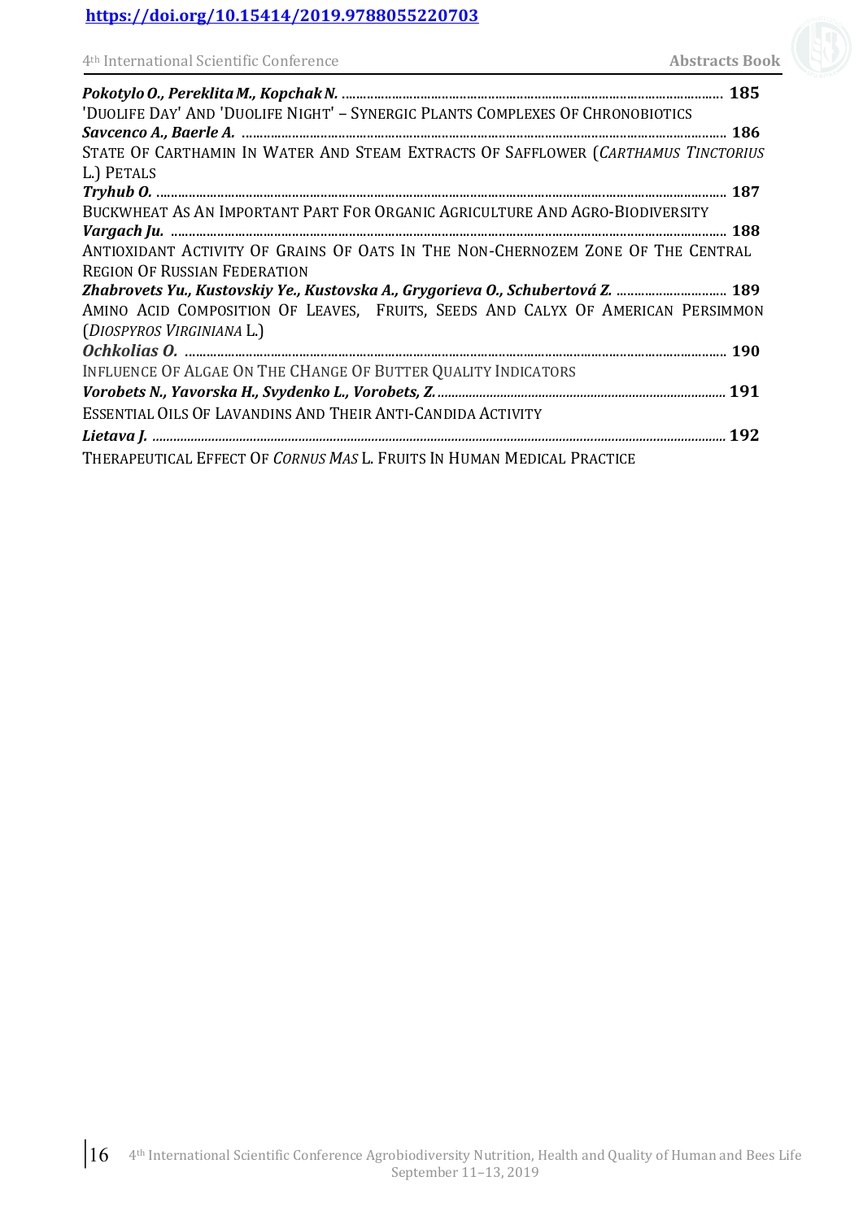**https://doi.org/10.15414/2019.9788055220703**

*Pokotylo O., Pereklita M., Kopchak N.* ................................................................ **185**
'DUOLIFE DAY' AND 'DUOLIFE NIGHT' – SYNERGIC PLANTS COMPLEXES OF CHRONOBIOTICS

*Savcenco A., Baerle A.* ................................................................ **186**
STATE OF CARTHAMIN IN WATER AND STEAM EXTRACTS OF SAFFLOWER (*CARTHAMUS TINCTORIUS* L.) PETALS

*Tryhub O.* ................................................................ **187**
BUCKWHEAT AS AN IMPORTANT PART FOR ORGANIC AGRICULTURE AND AGRO-BIODIVERSITY

*Vargach Ju.* ................................................................ **188**
ANTIOXIDANT ACTIVITY OF GRAINS OF OATS IN THE NON-CHERNOZEM ZONE OF THE CENTRAL REGION OF RUSSIAN FEDERATION

*Zhabrovets Yu., Kustovskiy Ye., Kustovska A., Grygorieva O., Schubertová Z.* ................................ **189**
AMINO ACID COMPOSITION OF LEAVES, FRUITS, SEEDS AND CALYX OF AMERICAN PERSIMMON (*DIOSPYROS VIRGINIANA* L.)

*Ochkolias O.* ................................................................ **190**
INFLUENCE OF ALGAE ON THE CHANGE OF BUTTER QUALITY INDICATORS

*Vorobets N., Yavorska H., Svydenko L., Vorobets, Z.* ................................................................ **191**
ESSENTIAL OILS OF LAVANDINS AND THEIR ANTI-CANDIDA ACTIVITY

*Lietava J.* ................................................................ **192**
THERAPEUTICAL EFFECT OF *CORNUS MAS* L. FRUITS IN HUMAN MEDICAL PRACTICE